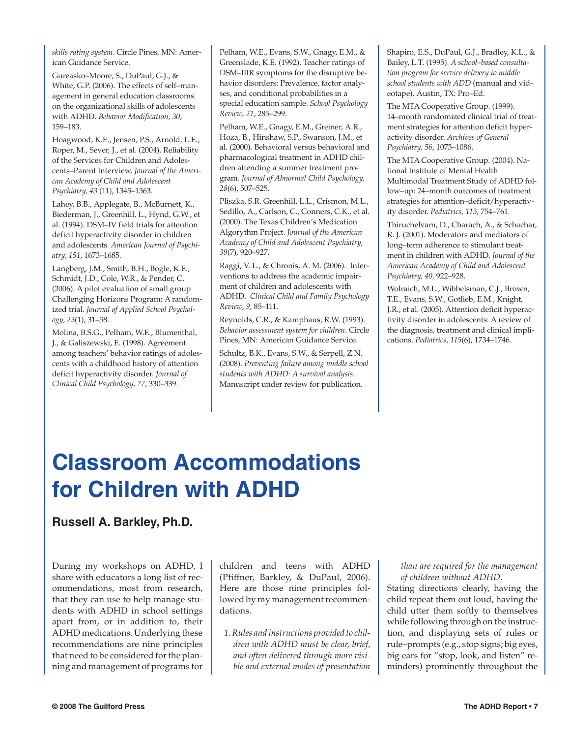*skills rating system*. Circle Pines, MN: American Guidance Service.

Gureasko–Moore, S., DuPaul, G.J., & White, G.P. (2006). The effects of self–management in general education classrooms on the organizational skills of adolescents with ADHD. *Behavior Modification, 30*, 159–183.

Hoagwood, K.E., Jensen, P.S., Arnold, L.E., Roper, M., Sever, J., et al. (2004). Reliability of the Services for Children and Adolescents–Parent Interview. *Journal of the American Academy of Child and Adolescent Psychiatry, 43* (11), 1345–1363.

Lahey, B.B., Applegate, B., McBurnett, K., Biederman, J., Greenhill, L., Hynd, G.W., et al. (1994). DSM–IV field trials for attention deficit hyperactivity disorder in children and adolescents. *American Journal of Psychiatry, 151,* 1673–1685.

Langberg, J.M., Smith, B.H., Bogle, K.E., Schmidt, J.D., Cole, W.R., & Pender, C. (2006). A pilot evaluation of small group Challenging Horizons Program: A randomized trial. *Journal of Applied School Psychology, 23*(1), 31–58.

Molina, B.S.G., Pelham, W.E., Blumenthal, J., & Galiszewski, E. (1998). Agreement among teachers' behavior ratings of adolescents with a childhood history of attention deficit hyperactivity disorder. *Journal of Clinical Child Psychology, 27*, 330–339.

Pelham, W.E., Evans, S.W., Gnagy, E.M., & Greenslade, K.E. (1992). Teacher ratings of DSM–IIIR symptoms for the disruptive behavior disorders: Prevalence, factor analyses, and conditional probabilities in a special education sample. *School Psychology Review, 21*, 285–299.

Pelham, W.E., Gnagy, E.M., Greiner, A.R., Hoza, B., Hinshaw, S.P., Swanson, J.M., et al. (2000). Behavioral versus behavioral and pharmacological treatment in ADHD children attending a summer treatment program. *Journal of Abnormal Child Psychology, 28*(6), 507–525.

Pliszka, S.R. Greenhill, L.L., Crismon, M.L., Sedillo, A., Carlson, C., Conners, C.K., et al. (2000). The Texas Children's Medication Algorythm Project. *Journal of the American Academy of Child and Adolescent Psychiatry, 39*(7), 920–927.

Raggi, V. L., & Chronis, A. M. (2006). Interventions to address the academic impairment of children and adolescents with ADHD. *Clinical Child and Family Psychology Review, 9*, 85–111.

Reynolds, C.R., & Kamphaus, R.W. (1993). *Behavior assessment system for children*. Circle Pines, MN: American Guidance Service.

Schultz, B.K., Evans, S.W., & Serpell, Z.N. (2008). *Preventing failure among middle school students with ADHD: A survival analysis*. Manuscript under review for publication.

Shapiro, E.S., DuPaul, G.J., Bradley, K.L., & Bailey, L.T. (1995). *A school–based consultation program for service delivery to middle school students with ADD* (manual and videotape). Austin, TX: Pro–Ed.

The MTA Cooperative Group. (1999). 14–month randomized clinical trial of treatment strategies for attention deficit hyperactivity disorder. *Archives of General Psychiatry, 56*, 1073–1086.

The MTA Cooperative Group. (2004). National Institute of Mental Health Multimodal Treatment Study of ADHD follow–up: 24–month outcomes of treatment strategies for attention–deficit/hyperactivity disorder. *Pediatrics, 113,* 754–761.

Thiruchelvam, D., Charach, A., & Schachar, R. J. (2001). Moderators and mediators of long–term adherence to stimulant treatment in children with ADHD. *Journal of the American Academy of Child and Adolescent Psychiatry, 40,* 922–928.

Wolraich, M.L., Wibbelsman, C.J., Brown, T.E., Evans, S.W., Gotlieb, E.M., Knight, J.R., et al. (2005). Attention deficit hyperactivity disorder in adolescents: A review of the diagnosis, treatment and clinical implications. *Pediatrics, 115*(6), 1734–1746.

# Classroom Accommodations for Children with ADHD

## Russell A. Barkley, Ph.D.

During my workshops on ADHD, I share with educators a long list of recommendations, most from research, that they can use to help manage students with ADHD in school settings apart from, or in addition to, their ADHD medications. Underlying these recommendations are nine principles that need to be considered for the planning and management of programs for children and teens with ADHD (Pfiffner, Barkley, & DuPaul, 2006). Here are those nine principles followed by my management recommendations.

1. *Rules and instructions provided to children with ADHD must be clear, brief, and often delivered through more visible and external modes of presentation than are required for the management of children without ADHD.*

Stating directions clearly, having the child repeat them out loud, having the child utter them softly to themselves while following through on the instruction, and displaying sets of rules or rule–prompts (e.g., stop signs; big eyes, big ears for "stop, look, and listen" reminders) prominently throughout the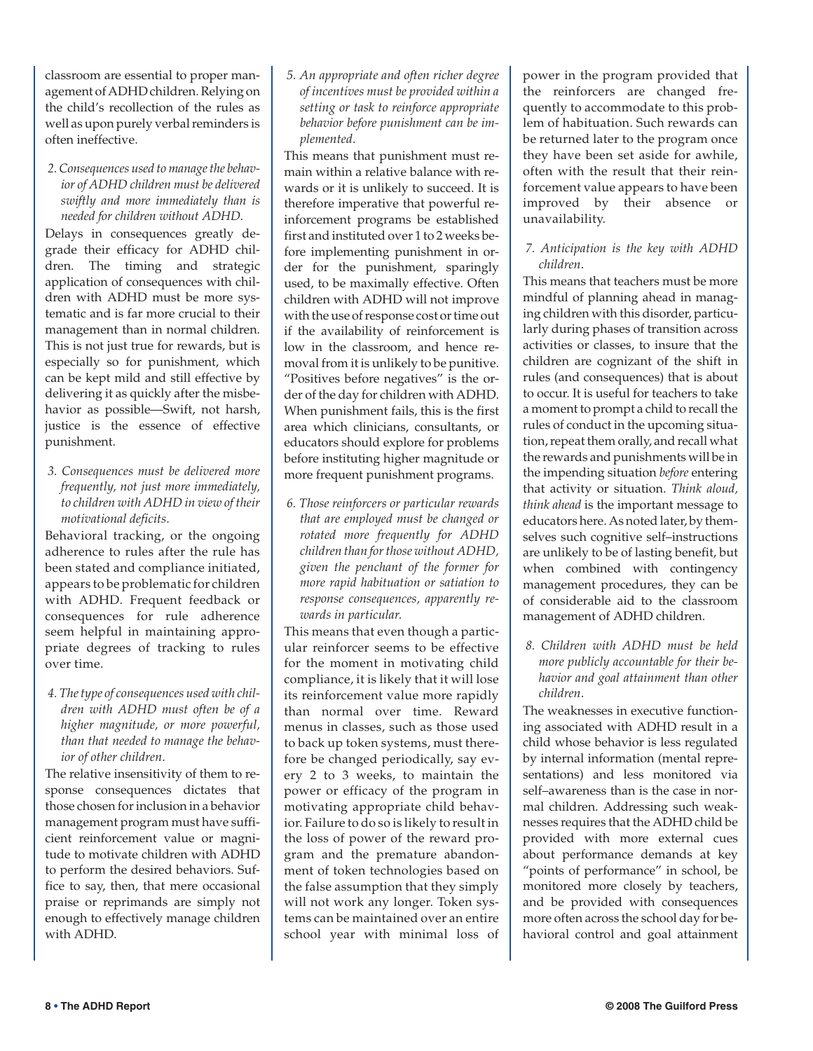classroom are essential to proper management of ADHD children. Relying on the child's recollection of the rules as well as upon purely verbal reminders is often ineffective.

2. *Consequences used to manage the behavior of ADHD children must be delivered swiftly and more immediately than is needed for children without ADHD.*

Delays in consequences greatly degrade their efficacy for ADHD children. The timing and strategic application of consequences with children with ADHD must be more systematic and is far more crucial to their management than in normal children. This is not just true for rewards, but is especially so for punishment, which can be kept mild and still effective by delivering it as quickly after the misbehavior as possible—Swift, not harsh, justice is the essence of effective punishment.

3. *Consequences must be delivered more frequently, not just more immediately, to children with ADHD in view of their motivational deficits.*

Behavioral tracking, or the ongoing adherence to rules after the rule has been stated and compliance initiated, appears to be problematic for children with ADHD. Frequent feedback or consequences for rule adherence seem helpful in maintaining appropriate degrees of tracking to rules over time.

4. *The type of consequences used with children with ADHD must often be of a higher magnitude, or more powerful, than that needed to manage the behavior of other children.*

The relative insensitivity of them to response consequences dictates that those chosen for inclusion in a behavior management program must have sufficient reinforcement value or magnitude to motivate children with ADHD to perform the desired behaviors. Suffice to say, then, that mere occasional praise or reprimands are simply not enough to effectively manage children with ADHD.

5. *An appropriate and often richer degree of incentives must be provided within a setting or task to reinforce appropriate behavior before punishment can be implemented.*

This means that punishment must remain within a relative balance with rewards or it is unlikely to succeed. It is therefore imperative that powerful reinforcement programs be established first and instituted over 1 to 2 weeks before implementing punishment in order for the punishment, sparingly used, to be maximally effective. Often children with ADHD will not improve with the use of response cost or time out if the availability of reinforcement is low in the classroom, and hence removal from it is unlikely to be punitive. "Positives before negatives" is the order of the day for children with ADHD. When punishment fails, this is the first area which clinicians, consultants, or educators should explore for problems before instituting higher magnitude or more frequent punishment programs.

6. *Those reinforcers or particular rewards that are employed must be changed or rotated more frequently for ADHD children than for those without ADHD, given the penchant of the former for more rapid habituation or satiation to response consequences, apparently rewards in particular.*

This means that even though a particular reinforcer seems to be effective for the moment in motivating child compliance, it is likely that it will lose its reinforcement value more rapidly than normal over time. Reward menus in classes, such as those used to back up token systems, must therefore be changed periodically, say every 2 to 3 weeks, to maintain the power or efficacy of the program in motivating appropriate child behavior. Failure to do so is likely to result in the loss of power of the reward program and the premature abandonment of token technologies based on the false assumption that they simply will not work any longer. Token systems can be maintained over an entire school year with minimal loss of power in the program provided that the reinforcers are changed frequently to accommodate to this problem of habituation. Such rewards can be returned later to the program once they have been set aside for awhile, often with the result that their reinforcement value appears to have been improved by their absence or unavailability.

7. *Anticipation is the key with ADHD children.*

This means that teachers must be more mindful of planning ahead in managing children with this disorder, particularly during phases of transition across activities or classes, to insure that the children are cognizant of the shift in rules (and consequences) that is about to occur. It is useful for teachers to take a moment to prompt a child to recall the rules of conduct in the upcoming situation, repeat them orally, and recall what the rewards and punishments will be in the impending situation *before* entering that activity or situation. *Think aloud, think ahead* is the important message to educators here. As noted later, by themselves such cognitive self–instructions are unlikely to be of lasting benefit, but when combined with contingency management procedures, they can be of considerable aid to the classroom management of ADHD children.

8. *Children with ADHD must be held more publicly accountable for their behavior and goal attainment than other children.*

The weaknesses in executive functioning associated with ADHD result in a child whose behavior is less regulated by internal information (mental representations) and less monitored via self–awareness than is the case in normal children. Addressing such weaknesses requires that the ADHD child be provided with more external cues about performance demands at key "points of performance" in school, be monitored more closely by teachers, and be provided with consequences more often across the school day for behavioral control and goal attainment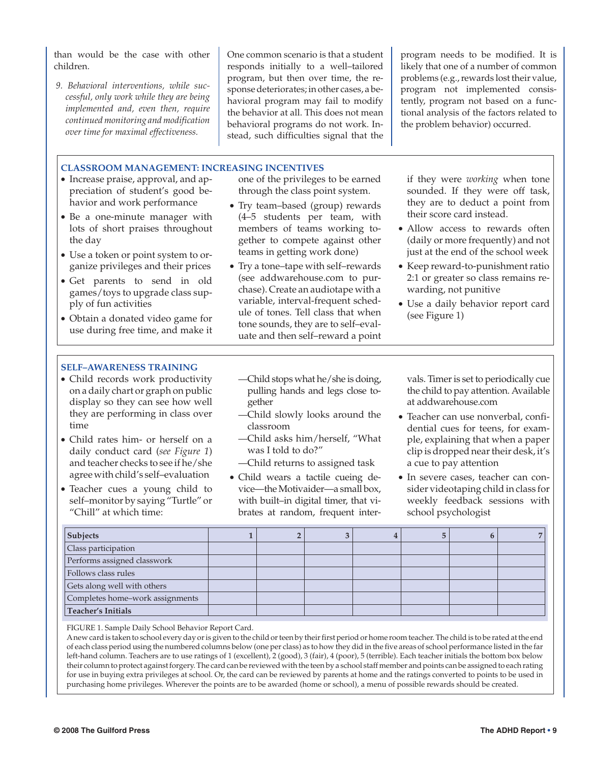than would be the case with other children.

*9. Behavioral interventions, while successful, only work while they are being implemented and, even then, require continued monitoring and modification over time for maximal effectiveness.*

One common scenario is that a student responds initially to a well–tailored program, but then over time, the response deteriorates; in other cases, a behavioral program may fail to modify the behavior at all. This does not mean behavioral programs do not work. Instead, such difficulties signal that the program needs to be modified. It is likely that one of a number of common problems (e.g., rewards lost their value, program not implemented consistently, program not based on a functional analysis of the factors related to the problem behavior) occurred.

### CLASSROOM MANAGEMENT: INCREASING INCENTIVES

- Increase praise, approval, and appreciation of student's good behavior and work performance
- Be a one-minute manager with lots of short praises throughout the day
- Use a token or point system to organize privileges and their prices
- Get parents to send in old games/toys to upgrade class supply of fun activities
- Obtain a donated video game for use during free time, and make it one of the privileges to be earned through the class point system.
- Try team–based (group) rewards (4–5 students per team, with members of teams working together to compete against other teams in getting work done)
- Try a tone–tape with self–rewards (see addwarehouse.com to purchase). Create an audiotape with a variable, interval-frequent schedule of tones. Tell class that when tone sounds, they are to self–evaluate and then self–reward a point if they were *working* when tone sounded. If they were off task, they are to deduct a point from their score card instead.
- Allow access to rewards often (daily or more frequently) and not just at the end of the school week
- Keep reward-to-punishment ratio 2:1 or greater so class remains rewarding, not punitive
- Use a daily behavior report card (see Figure 1)

### SELF–AWARENESS TRAINING

- Child records work productivity on a daily chart or graph on public display so they can see how well they are performing in class over time
- Child rates him- or herself on a daily conduct card (*see Figure 1*) and teacher checks to see if he/she agree with child's self–evaluation
- Teacher cues a young child to self–monitor by saying "Turtle" or "Chill" at which time:
  - —Child stops what he/she is doing, pulling hands and legs close together
  - —Child slowly looks around the classroom
  - —Child asks him/herself, "What was I told to do?"
  - —Child returns to assigned task
- Child wears a tactile cueing device—the Motivaider—a small box, with built–in digital timer, that vibrates at random, frequent intervals. Timer is set to periodically cue the child to pay attention. Available at addwarehouse.com
- Teacher can use nonverbal, confidential cues for teens, for example, explaining that when a paper clip is dropped near their desk, it's a cue to pay attention
- In severe cases, teacher can consider videotaping child in class for weekly feedback sessions with school psychologist

| **Subjects** | 1 | 2 | 3 | 4 | 5 | 6 | 7 |
|---|---|---|---|---|---|---|---|
| Class participation | | | | | | | |
| Performs assigned classwork | | | | | | | |
| Follows class rules | | | | | | | |
| Gets along well with others | | | | | | | |
| Completes home–work assignments | | | | | | | |
| **Teacher's Initials** | | | | | | | |

FIGURE 1. Sample Daily School Behavior Report Card.
A new card is taken to school every day or is given to the child or teen by their first period or home room teacher. The child is to be rated at the end of each class period using the numbered columns below (one per class) as to how they did in the five areas of school performance listed in the far left-hand column. Teachers are to use ratings of 1 (excellent), 2 (good), 3 (fair), 4 (poor), 5 (terrible). Each teacher initials the bottom box below their column to protect against forgery. The card can be reviewed with the teen by a school staff member and points can be assigned to each rating for use in buying extra privileges at school. Or, the card can be reviewed by parents at home and the ratings converted to points to be used in purchasing home privileges. Wherever the points are to be awarded (home or school), a menu of possible rewards should be created.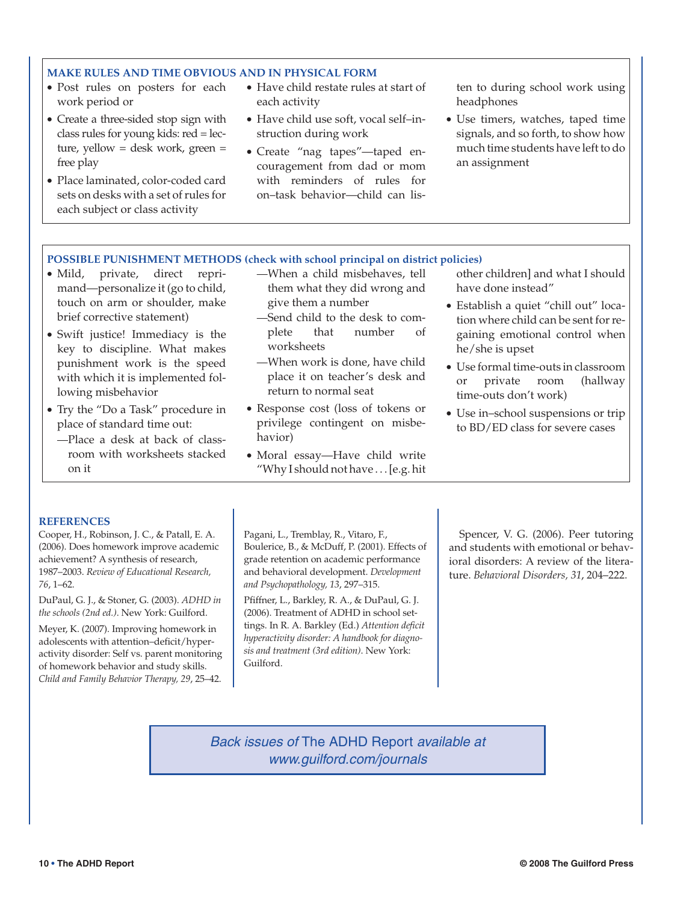### MAKE RULES AND TIME OBVIOUS AND IN PHYSICAL FORM

- Post rules on posters for each work period or
- Create a three-sided stop sign with class rules for young kids: red = lecture, yellow = desk work, green = free play
- Place laminated, color-coded card sets on desks with a set of rules for each subject or class activity
- Have child restate rules at start of each activity
- Have child use soft, vocal self–instruction during work
- Create "nag tapes"—taped encouragement from dad or mom with reminders of rules for on–task behavior—child can listen to during school work using headphones
- Use timers, watches, taped time signals, and so forth, to show how much time students have left to do an assignment

### POSSIBLE PUNISHMENT METHODS (check with school principal on district policies)

- Mild, private, direct reprimand—personalize it (go to child, touch on arm or shoulder, make brief corrective statement)
- Swift justice! Immediacy is the key to discipline. What makes punishment work is the speed with which it is implemented following misbehavior
- Try the "Do a Task" procedure in place of standard time out:
  - —Place a desk at back of classroom with worksheets stacked on it
  - —When a child misbehaves, tell them what they did wrong and give them a number
  - —Send child to the desk to complete that number of worksheets
  - —When work is done, have child place it on teacher's desk and return to normal seat
- Response cost (loss of tokens or privilege contingent on misbehavior)
- Moral essay—Have child write "Why I should not have . . . [e.g. hit other children] and what I should have done instead"
- Establish a quiet "chill out" location where child can be sent for regaining emotional control when he/she is upset
- Use formal time-outs in classroom or private room (hallway time-outs don't work)
- Use in–school suspensions or trip to BD/ED class for severe cases

### REFERENCES

Cooper, H., Robinson, J. C., & Patall, E. A. (2006). Does homework improve academic achievement? A synthesis of research, 1987–2003. *Review of Educational Research, 76*, 1–62.

DuPaul, G. J., & Stoner, G. (2003). *ADHD in the schools (2nd ed.)*. New York: Guilford.

Meyer, K. (2007). Improving homework in adolescents with attention–deficit/hyperactivity disorder: Self vs. parent monitoring of homework behavior and study skills. *Child and Family Behavior Therapy, 29*, 25–42.

Pagani, L., Tremblay, R., Vitaro, F., Boulerice, B., & McDuff, P. (2001). Effects of grade retention on academic performance and behavioral development. *Development and Psychopathology, 13*, 297–315.

Pfiffner, L., Barkley, R. A., & DuPaul, G. J. (2006). Treatment of ADHD in school settings. In R. A. Barkley (Ed.) *Attention deficit hyperactivity disorder: A handbook for diagnosis and treatment (3rd edition)*. New York: Guilford.

Spencer, V. G. (2006). Peer tutoring and students with emotional or behavioral disorders: A review of the literature. *Behavioral Disorders, 31*, 204–222.

*Back issues of* The ADHD Report *available at www.guilford.com/journals*